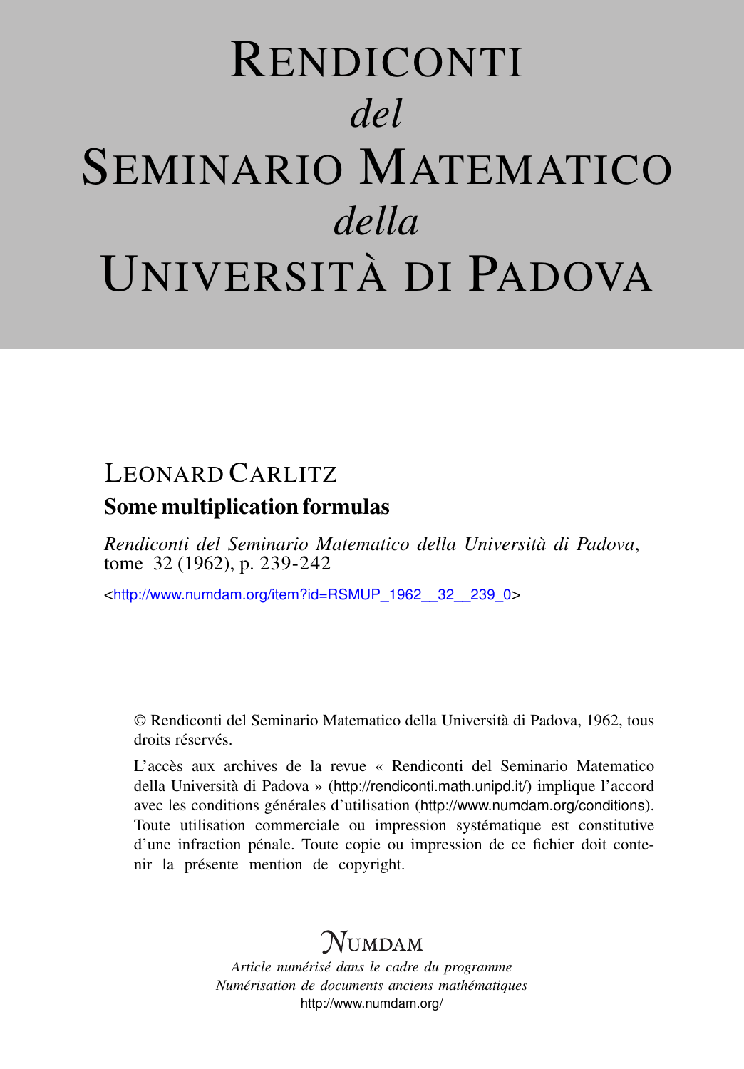# Rendiconti *del* Seminario Matematico *della* Università di Padova

LEONARD CARLITZ

## Some multiplication formulas

*Rendiconti del Seminario Matematico della Università di Padova*, tome 32 (1962), p. 239-242

<http://www.numdam.org/item?id=RSMUP_1962__32__239_0>

© Rendiconti del Seminario Matematico della Università di Padova, 1962, tous droits réservés.

L'accès aux archives de la revue « Rendiconti del Seminario Matematico della Università di Padova » (http://rendiconti.math.unipd.it/) implique l'accord avec les conditions générales d'utilisation (http://www.numdam.org/conditions). Toute utilisation commerciale ou impression systématique est constitutive d'une infraction pénale. Toute copie ou impression de ce fichier doit contenir la présente mention de copyright.

NUMDAM

*Article numérisé dans le cadre du programme*
*Numérisation de documents anciens mathématiques*
http://www.numdam.org/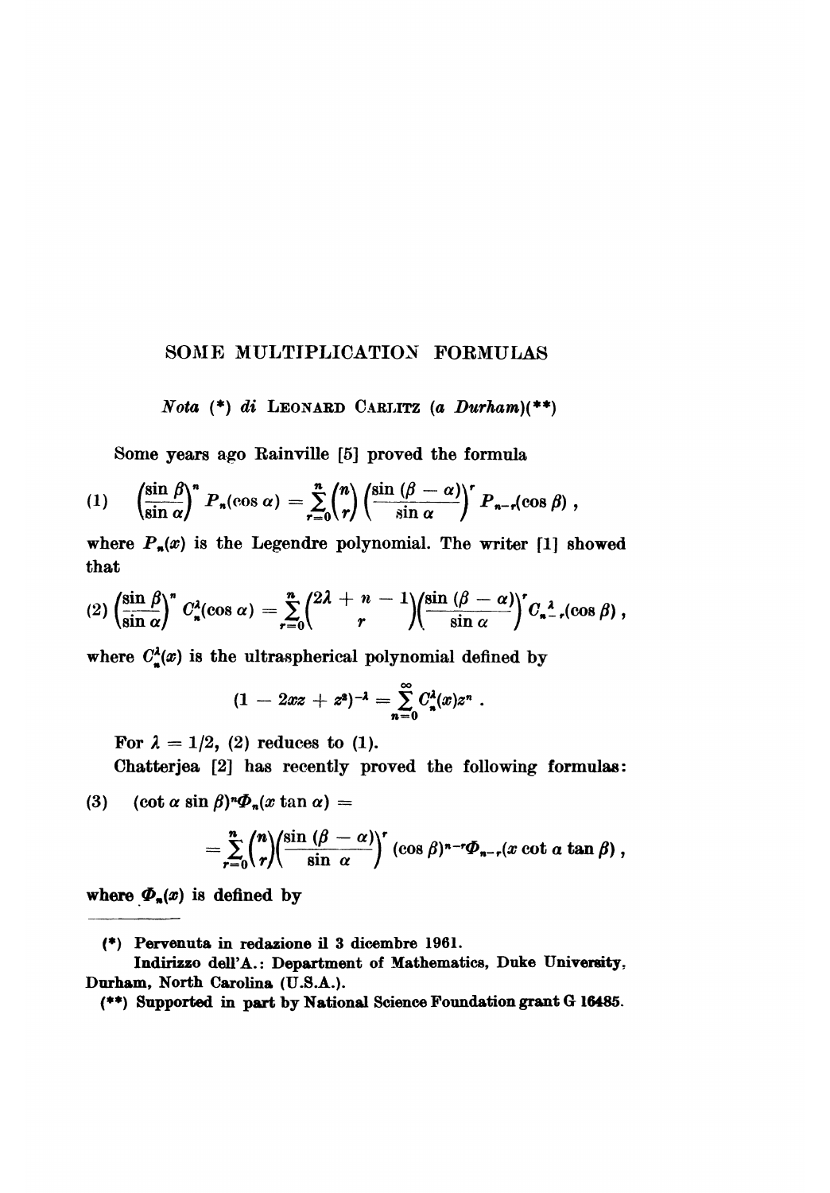# SOME MULTIPLICATION FORMULAS

*Nota* (\*) *di* LEONARD CARLITZ (*a Durham*)(\*\*)

Some years ago Rainville [5] proved the formula

$$(1) \qquad \left(\frac{\sin \beta}{\sin \alpha}\right)^n P_n(\cos \alpha) = \sum_{r=0}^{n} \binom{n}{r} \left(\frac{\sin (\beta - \alpha)}{\sin \alpha}\right)^r P_{n-r}(\cos \beta) ,$$

where $P_n(x)$ is the Legendre polynomial. The writer [1] showed that

$$(2) \left(\frac{\sin \beta}{\sin \alpha}\right)^n C_n^\lambda(\cos \alpha) = \sum_{r=0}^{n} \binom{2\lambda + n - 1}{r} \left(\frac{\sin (\beta - \alpha)}{\sin \alpha}\right)^r C_{n-r}^{\lambda}(\cos \beta) ,$$

where $C_n^\lambda(x)$ is the ultraspherical polynomial defined by

$$(1 - 2xz + z^2)^{-\lambda} = \sum_{n=0}^{\infty} C_n^\lambda(x) z^n .$$

For $\lambda = 1/2$, (2) reduces to (1).

Chatterjea [2] has recently proved the following formulas:

$$(3) \qquad (\cot \alpha \sin \beta)^n \Phi_n(x \tan \alpha) =$$

$$= \sum_{r=0}^{n} \binom{n}{r} \left(\frac{\sin (\beta - \alpha)}{\sin \alpha}\right)^r (\cos \beta)^{n-r} \Phi_{n-r}(x \cot \alpha \tan \beta) ,$$

where $\Phi_n(x)$ is defined by

---

(\*) Pervenuta in redazione il 3 dicembre 1961.

Indirizzo dell'A.: Department of Mathematics, Duke University, Durham, North Carolina (U.S.A.).

(\*\*) Supported in part by National Science Foundation grant G 16485.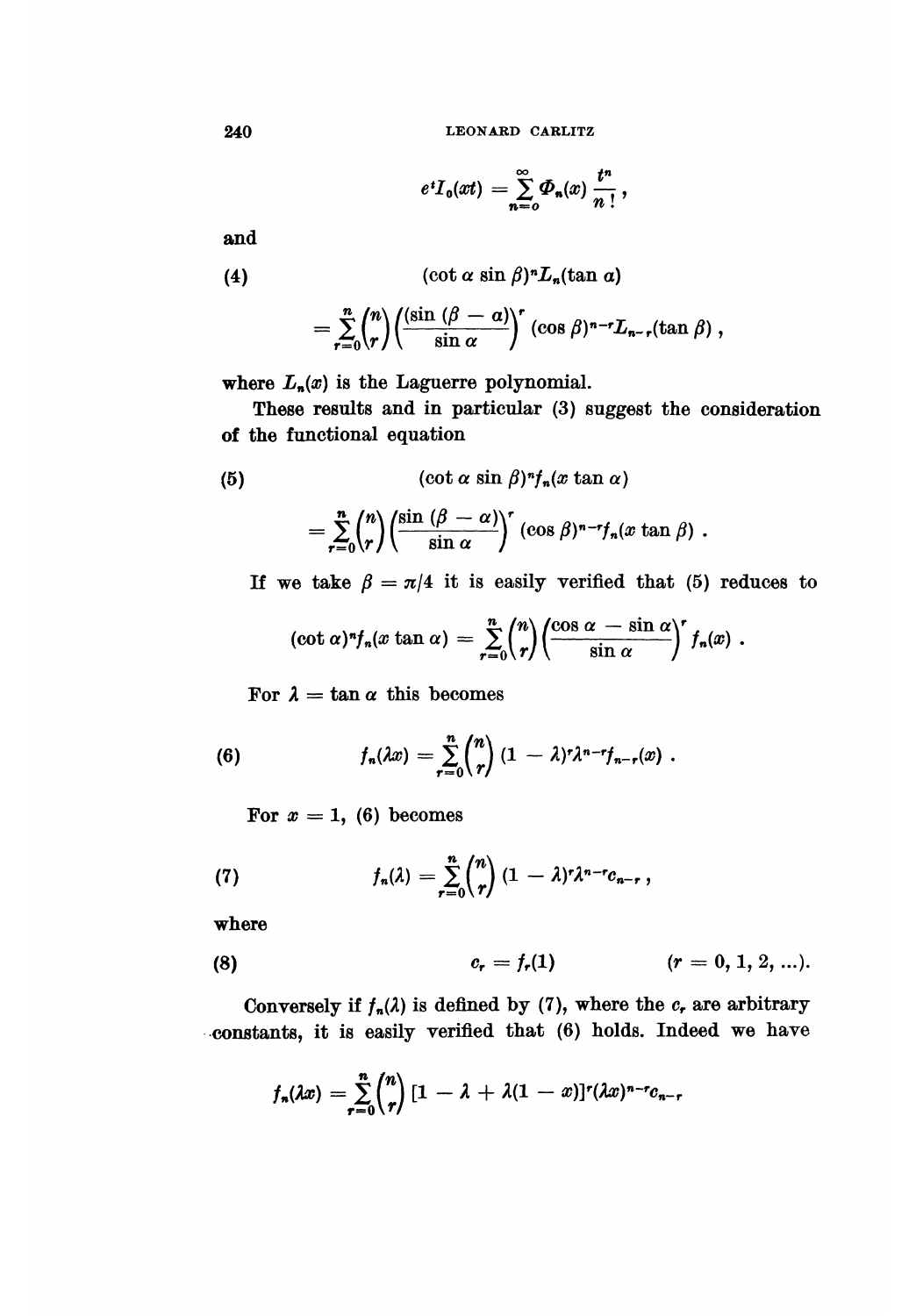$$e^t I_0(xt) = \sum_{n=o}^{\infty} \Phi_n(x) \frac{t^n}{n!},$$

and

$$(4) \qquad (\cot \alpha \sin \beta)^n L_n(\tan \alpha)$$

$$= \sum_{r=0}^{n} \binom{n}{r} \left( \frac{(\sin (\beta - \alpha)}{\sin \alpha} \right)^r (\cos \beta)^{n-r} L_{n-r}(\tan \beta),$$

where $L_n(x)$ is the Laguerre polynomial.

These results and in particular (3) suggest the consideration of the functional equation

$$(5) \qquad (\cot \alpha \sin \beta)^n f_n(x \tan \alpha)$$

$$= \sum_{r=0}^{n} \binom{n}{r} \left( \frac{\sin (\beta - \alpha)}{\sin \alpha} \right)^r (\cos \beta)^{n-r} f_n(x \tan \beta).$$

If we take $\beta = \pi/4$ it is easily verified that (5) reduces to

$$(\cot \alpha)^n f_n(x \tan \alpha) = \sum_{r=0}^{n} \binom{n}{r} \left( \frac{\cos \alpha - \sin \alpha}{\sin \alpha} \right)^r f_n(x).$$

For $\lambda = \tan \alpha$ this becomes

$$(6) \qquad f_n(\lambda x) = \sum_{r=0}^{n} \binom{n}{r} (1 - \lambda)^r \lambda^{n-r} f_{n-r}(x).$$

For $x = 1$, (6) becomes

$$(7) \qquad f_n(\lambda) = \sum_{r=0}^{n} \binom{n}{r} (1 - \lambda)^r \lambda^{n-r} c_{n-r},$$

where

$$(8) \qquad c_r = f_r(1) \qquad (r = 0, 1, 2, \ldots).$$

Conversely if $f_n(\lambda)$ is defined by (7), where the $c_r$ are arbitrary constants, it is easily verified that (6) holds. Indeed we have

$$f_n(\lambda x) = \sum_{r=0}^{n} \binom{n}{r} [1 - \lambda + \lambda(1 - x)]^r (\lambda x)^{n-r} c_{n-r}$$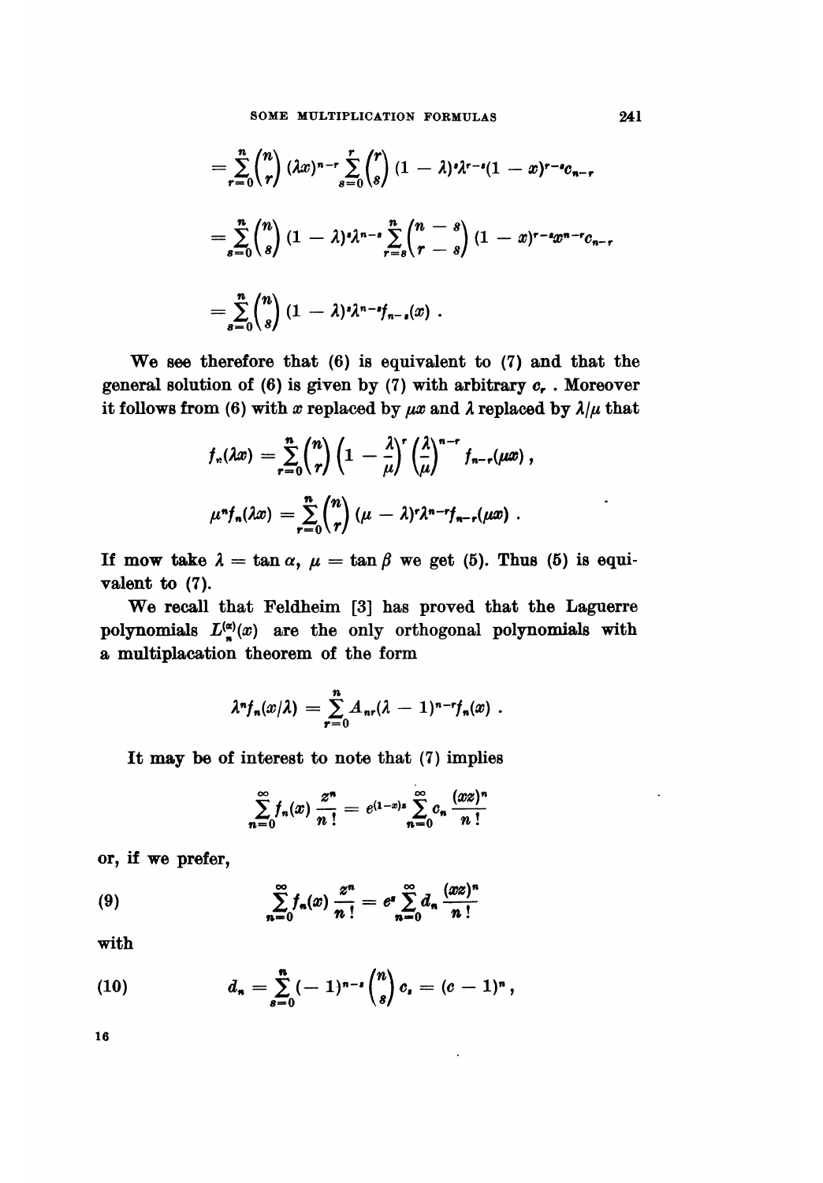$$= \sum_{r=0}^{n} \binom{n}{r} (\lambda x)^{n-r} \sum_{s=0}^{r} \binom{r}{s} (1-\lambda)^s \lambda^{r-s} (1-x)^{r-s} c_{n-r}$$

$$= \sum_{s=0}^{n} \binom{n}{s} (1-\lambda)^s \lambda^{n-s} \sum_{r=s}^{n} \binom{n-s}{r-s} (1-x)^{r-s} x^{n-r} c_{n-r}$$

$$= \sum_{s=0}^{n} \binom{n}{s} (1-\lambda)^s \lambda^{n-s} f_{n-s}(x) .$$

We see therefore that (6) is equivalent to (7) and that the general solution of (6) is given by (7) with arbitrary $c_r$. Moreover it follows from (6) with $x$ replaced by $\mu x$ and $\lambda$ replaced by $\lambda/\mu$ that

$$f_n(\lambda x) = \sum_{r=0}^{n} \binom{n}{r} \left(1 - \frac{\lambda}{\mu}\right)^r \left(\frac{\lambda}{\mu}\right)^{n-r} f_{n-r}(\mu x) ,$$

$$\mu^n f_n(\lambda x) = \sum_{r=0}^{n} \binom{n}{r} (\mu - \lambda)^r \lambda^{n-r} f_{n-r}(\mu x) .$$

If mow take $\lambda = \tan \alpha$, $\mu = \tan \beta$ we get (5). Thus (5) is equivalent to (7).

We recall that Feldheim [3] has proved that the Laguerre polynomials $L_n^{(\alpha)}(x)$ are the only orthogonal polynomials with a multiplacation theorem of the form

$$\lambda^n f_n(x/\lambda) = \sum_{r=0}^{n} A_{nr} (\lambda - 1)^{n-r} f_n(x) .$$

It may be of interest to note that (7) implies

$$\sum_{n=0}^{\infty} f_n(x) \frac{z^n}{n!} = e^{(1-x)z} \sum_{n=0}^{\infty} c_n \frac{(xz)^n}{n!}$$

or, if we prefer,

$$\sum_{n=0}^{\infty} f_n(x) \frac{z^n}{n!} = e^z \sum_{n=0}^{\infty} d_n \frac{(xz)^n}{n!} \tag{9}$$

with

$$d_n = \sum_{s=0}^{n} (-1)^{n-s} \binom{n}{s} c_s = (c-1)^n , \tag{10}$$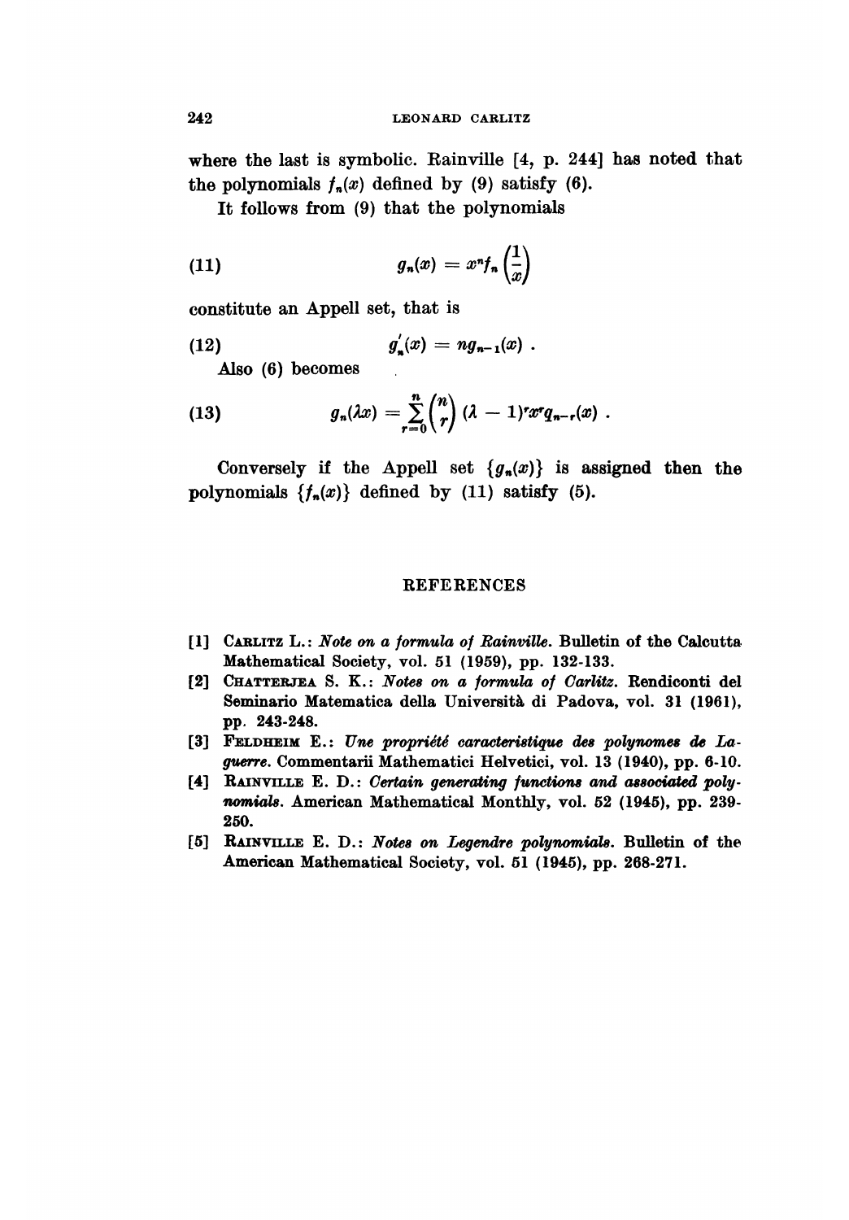where the last is symbolic. Rainville [4, p. 244] has noted that the polynomials $f_n(x)$ defined by (9) satisfy (6).

It follows from (9) that the polynomials

$$g_n(x) = x^n f_n\left(\frac{1}{x}\right) \tag{11}$$

constitute an Appell set, that is

$$g_n'(x) = n g_{n-1}(x) . \tag{12}$$

Also (6) becomes

$$g_n(\lambda x) = \sum_{r=0}^{n} \binom{n}{r} (\lambda - 1)^r x^r q_{n-r}(x) . \tag{13}$$

Conversely if the Appell set $\{g_n(x)\}$ is assigned then the polynomials $\{f_n(x)\}$ defined by (11) satisfy (5).

## REFERENCES

[1] CARLITZ L.: *Note on a formula of Rainville*. Bulletin of the Calcutta Mathematical Society, vol. 51 (1959), pp. 132-133.

[2] CHATTERJEA S. K.: *Notes on a formula of Carlitz*. Rendiconti del Seminario Matematica della Università di Padova, vol. 31 (1961), pp. 243-248.

[3] FELDHEIM E.: *Une propriété caracteristique des polynomes de Laguerre*. Commentarii Mathematici Helvetici, vol. 13 (1940), pp. 6-10.

[4] RAINVILLE E. D.: *Certain generating functions and associated polynomials*. American Mathematical Monthly, vol. 52 (1945), pp. 239-250.

[5] RAINVILLE E. D.: *Notes on Legendre polynomials*. Bulletin of the American Mathematical Society, vol. 51 (1945), pp. 268-271.